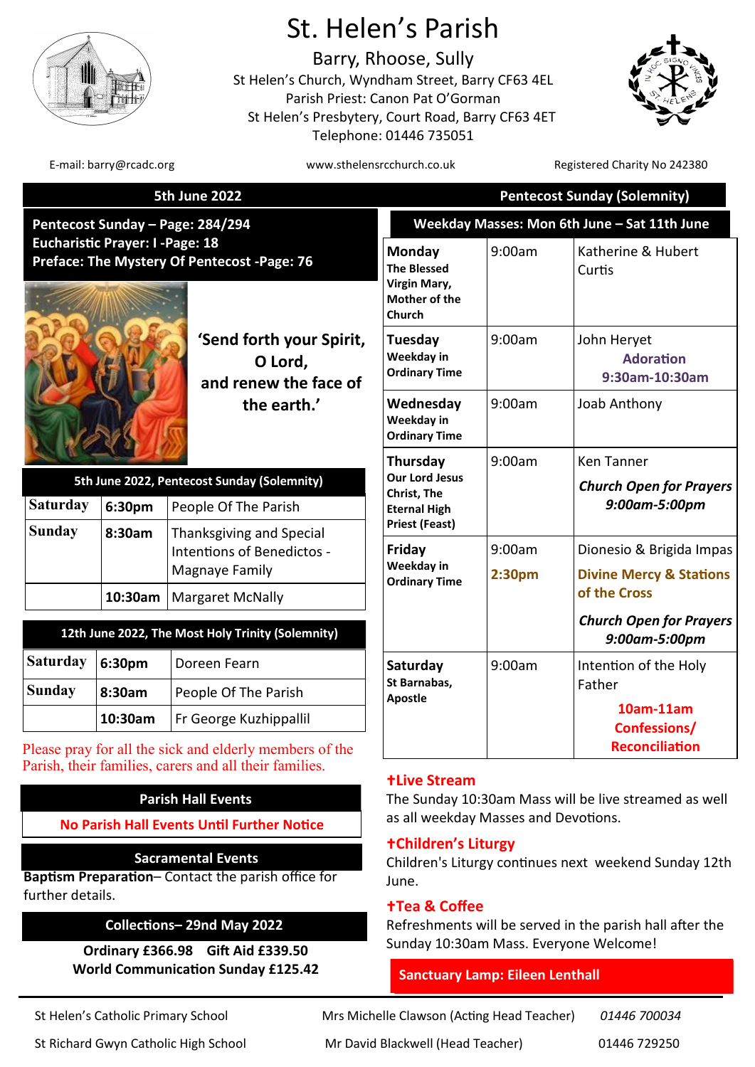# St. Helen's Parish

Barry, Rhoose, Sully

St Helen's Church, Wyndham Street, Barry CF63 4EL

Parish Priest: Canon Pat O'Gorman

St Helen's Presbytery, Court Road, Barry CF63 4ET

Telephone: 01446 735051

E-mail: barry@rcadc.org | www.sthelensrcchurch.co.uk | Registered Charity No 242380

**5th June 2022** | **Pentecost Sunday (Solemnity)**

**Pentecost Sunday – Page: 284/294**
**Eucharistic Prayer: I -Page: 18**
**Preface: The Mystery Of Pentecost -Page: 76**

**'Send forth your Spirit, O Lord, and renew the face of the earth.'**

| 5th June 2022, Pentecost Sunday (Solemnity) | | |
|---|---|---|
| Saturday | 6:30pm | People Of The Parish |
| Sunday | 8:30am | Thanksgiving and Special Intentions of Benedictos - Magnaye Family |
| | 10:30am | Margaret McNally |

| 12th June 2022, The Most Holy Trinity (Solemnity) | | |
|---|---|---|
| Saturday | 6:30pm | Doreen Fearn |
| Sunday | 8:30am | People Of The Parish |
| | 10:30am | Fr George Kuzhippallil |

Please pray for all the sick and elderly members of the Parish, their families, carers and all their families.

## Parish Hall Events

**No Parish Hall Events Until Further Notice**

## Sacramental Events

**Baptism Preparation**– Contact the parish office for further details.

## Collections– 29nd May 2022

**Ordinary £366.98 Gift Aid £339.50**
**World Communication Sunday £125.42**

## Weekday Masses: Mon 6th June – Sat 11th June

| Day | Time | Intention |
|---|---|---|
| **Monday** The Blessed Virgin Mary, Mother of the Church | 9:00am | Katherine & Hubert Curtis |
| **Tuesday** Weekday in Ordinary Time | 9:00am | John Heryet<br>**Adoration 9:30am-10:30am** |
| **Wednesday** Weekday in Ordinary Time | 9:00am | Joab Anthony |
| **Thursday** Our Lord Jesus Christ, The Eternal High Priest (Feast) | 9:00am | Ken Tanner<br>***Church Open for Prayers 9:00am-5:00pm*** |
| **Friday** Weekday in Ordinary Time | 9:00am<br>**2:30pm** | Dionesio & Brigida Impas<br>**Divine Mercy & Stations of the Cross**<br>***Church Open for Prayers 9:00am-5:00pm*** |
| **Saturday** St Barnabas, Apostle | 9:00am | Intention of the Holy Father<br>**10am-11am Confessions/ Reconciliation** |

### †Live Stream

The Sunday 10:30am Mass will be live streamed as well as all weekday Masses and Devotions.

### †Children's Liturgy

Children's Liturgy continues next weekend Sunday 12th June.

### †Tea & Coffee

Refreshments will be served in the parish hall after the Sunday 10:30am Mass. Everyone Welcome!

**Sanctuary Lamp: Eileen Lenthall**

| | | |
|---|---|---|
| St Helen's Catholic Primary School | Mrs Michelle Clawson (Acting Head Teacher) | *01446 700034* |
| St Richard Gwyn Catholic High School | Mr David Blackwell (Head Teacher) | 01446 729250 |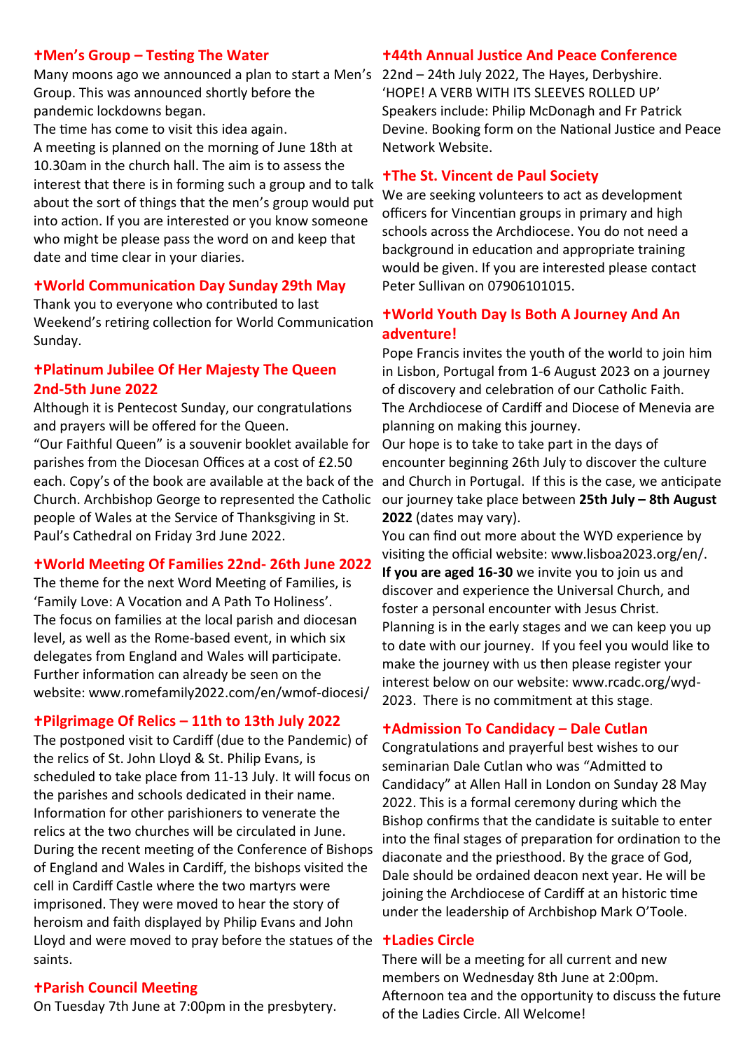## ✝Men's Group – Testing The Water

Many moons ago we announced a plan to start a Men's Group. This was announced shortly before the pandemic lockdowns began.

The time has come to visit this idea again.

A meeting is planned on the morning of June 18th at 10.30am in the church hall. The aim is to assess the interest that there is in forming such a group and to talk about the sort of things that the men's group would put into action. If you are interested or you know someone who might be please pass the word on and keep that date and time clear in your diaries.

## ✝World Communication Day Sunday 29th May

Thank you to everyone who contributed to last Weekend's retiring collection for World Communication Sunday.

## ✝Platinum Jubilee Of Her Majesty The Queen 2nd-5th June 2022

Although it is Pentecost Sunday, our congratulations and prayers will be offered for the Queen.

"Our Faithful Queen" is a souvenir booklet available for parishes from the Diocesan Offices at a cost of £2.50 each. Copy's of the book are available at the back of the Church. Archbishop George to represented the Catholic people of Wales at the Service of Thanksgiving in St. Paul's Cathedral on Friday 3rd June 2022.

## ✝World Meeting Of Families 22nd- 26th June 2022

The theme for the next Word Meeting of Families, is 'Family Love: A Vocation and A Path To Holiness'. The focus on families at the local parish and diocesan level, as well as the Rome-based event, in which six delegates from England and Wales will participate. Further information can already be seen on the website: www.romefamily2022.com/en/wmof-diocesi/

## ✝Pilgrimage Of Relics – 11th to 13th July 2022

The postponed visit to Cardiff (due to the Pandemic) of the relics of St. John Lloyd & St. Philip Evans, is scheduled to take place from 11-13 July. It will focus on the parishes and schools dedicated in their name. Information for other parishioners to venerate the relics at the two churches will be circulated in June. During the recent meeting of the Conference of Bishops of England and Wales in Cardiff, the bishops visited the cell in Cardiff Castle where the two martyrs were imprisoned. They were moved to hear the story of heroism and faith displayed by Philip Evans and John Lloyd and were moved to pray before the statues of the saints.

## ✝Parish Council Meeting

On Tuesday 7th June at 7:00pm in the presbytery.

## ✝44th Annual Justice And Peace Conference

22nd – 24th July 2022, The Hayes, Derbyshire. 'HOPE! A VERB WITH ITS SLEEVES ROLLED UP' Speakers include: Philip McDonagh and Fr Patrick Devine. Booking form on the National Justice and Peace Network Website.

## ✝The St. Vincent de Paul Society

We are seeking volunteers to act as development officers for Vincentian groups in primary and high schools across the Archdiocese. You do not need a background in education and appropriate training would be given. If you are interested please contact Peter Sullivan on 07906101015.

## ✝World Youth Day Is Both A Journey And An adventure!

Pope Francis invites the youth of the world to join him in Lisbon, Portugal from 1-6 August 2023 on a journey of discovery and celebration of our Catholic Faith. The Archdiocese of Cardiff and Diocese of Menevia are planning on making this journey.

Our hope is to take to take part in the days of encounter beginning 26th July to discover the culture and Church in Portugal. If this is the case, we anticipate our journey take place between **25th July – 8th August 2022** (dates may vary).

You can find out more about the WYD experience by visiting the official website: www.lisboa2023.org/en/. **If you are aged 16-30** we invite you to join us and discover and experience the Universal Church, and foster a personal encounter with Jesus Christ. Planning is in the early stages and we can keep you up to date with our journey. If you feel you would like to make the journey with us then please register your interest below on our website: www.rcadc.org/wyd-2023. There is no commitment at this stage.

## ✝Admission To Candidacy – Dale Cutlan

Congratulations and prayerful best wishes to our seminarian Dale Cutlan who was "Admitted to Candidacy" at Allen Hall in London on Sunday 28 May 2022. This is a formal ceremony during which the Bishop confirms that the candidate is suitable to enter into the final stages of preparation for ordination to the diaconate and the priesthood. By the grace of God, Dale should be ordained deacon next year. He will be joining the Archdiocese of Cardiff at an historic time under the leadership of Archbishop Mark O'Toole.

## ✝Ladies Circle

There will be a meeting for all current and new members on Wednesday 8th June at 2:00pm. Afternoon tea and the opportunity to discuss the future of the Ladies Circle. All Welcome!